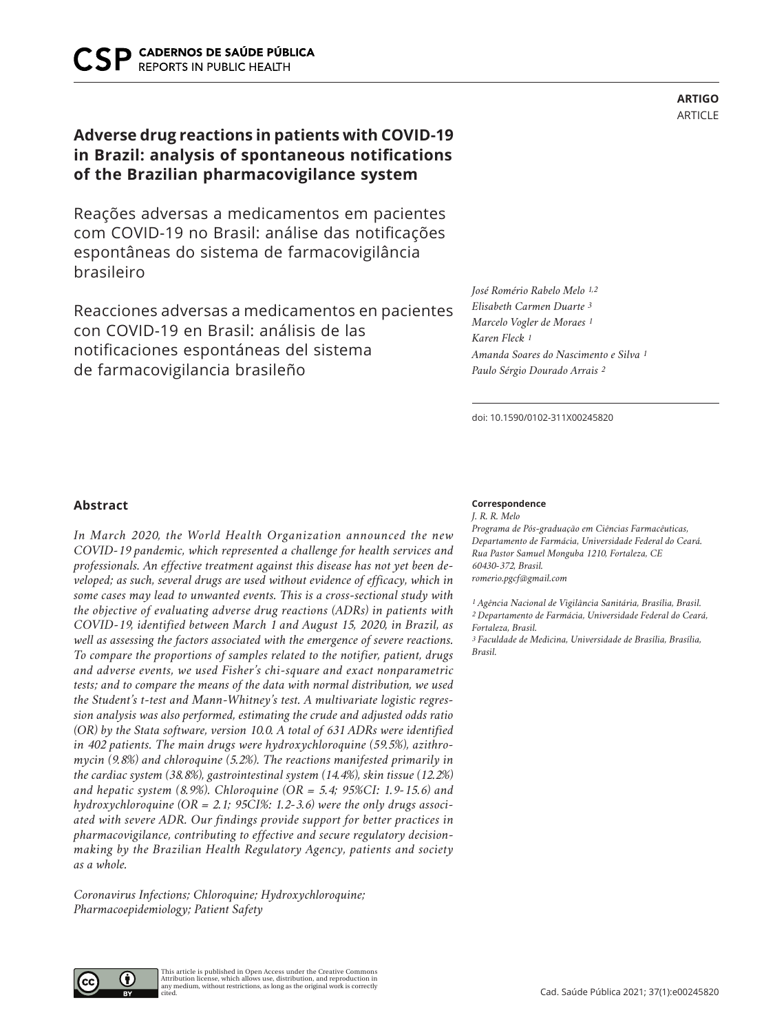ARTIGO
ARTICLE

# Adverse drug reactions in patients with COVID-19 in Brazil: analysis of spontaneous notifications of the Brazilian pharmacovigilance system

Reações adversas a medicamentos em pacientes com COVID-19 no Brasil: análise das notificações espontâneas do sistema de farmacovigilância brasileiro

Reacciones adversas a medicamentos en pacientes con COVID-19 en Brasil: análisis de las notificaciones espontáneas del sistema de farmacovigilancia brasileño

*José Romério Rabelo Melo* [1,2]
*Elisabeth Carmen Duarte* [3]
*Marcelo Vogler de Moraes* [1]
*Karen Fleck* [1]
*Amanda Soares do Nascimento e Silva* [1]
*Paulo Sérgio Dourado Arrais* [2]

doi: 10.1590/0102-311X00245820

## Abstract

*In March 2020, the World Health Organization announced the new COVID-19 pandemic, which represented a challenge for health services and professionals. An effective treatment against this disease has not yet been developed; as such, several drugs are used without evidence of efficacy, which in some cases may lead to unwanted events. This is a cross-sectional study with the objective of evaluating adverse drug reactions (ADRs) in patients with COVID-19, identified between March 1 and August 15, 2020, in Brazil, as well as assessing the factors associated with the emergence of severe reactions. To compare the proportions of samples related to the notifier, patient, drugs and adverse events, we used Fisher's chi-square and exact nonparametric tests; and to compare the means of the data with normal distribution, we used the Student's t-test and Mann-Whitney's test. A multivariate logistic regression analysis was also performed, estimating the crude and adjusted odds ratio (OR) by the Stata software, version 10.0. A total of 631 ADRs were identified in 402 patients. The main drugs were hydroxychloroquine (59.5%), azithromycin (9.8%) and chloroquine (5.2%). The reactions manifested primarily in the cardiac system (38.8%), gastrointestinal system (14.4%), skin tissue (12.2%) and hepatic system (8.9%). Chloroquine (OR = 5.4; 95%CI: 1.9-15.6) and hydroxychloroquine (OR = 2.1; 95CI%: 1.2-3.6) were the only drugs associated with severe ADR. Our findings provide support for better practices in pharmacovigilance, contributing to effective and secure regulatory decision-making by the Brazilian Health Regulatory Agency, patients and society as a whole.*

*Coronavirus Infections; Chloroquine; Hydroxychloroquine; Pharmacoepidemiology; Patient Safety*

**Correspondence**
*J. R. R. Melo*
*Programa de Pós-graduação em Ciências Farmacêuticas, Departamento de Farmácia, Universidade Federal do Ceará.*
*Rua Pastor Samuel Monguba 1210, Fortaleza, CE*
*60430-372, Brasil.*
*romerio.pgcf@gmail.com*

[1] *Agência Nacional de Vigilância Sanitária, Brasília, Brasil.*
[2] *Departamento de Farmácia, Universidade Federal do Ceará, Fortaleza, Brasil.*
[3] *Faculdade de Medicina, Universidade de Brasília, Brasília, Brasil.*

This article is published in Open Access under the Creative Commons Attribution license, which allows use, distribution, and reproduction in any medium, without restrictions, as long as the original work is correctly cited.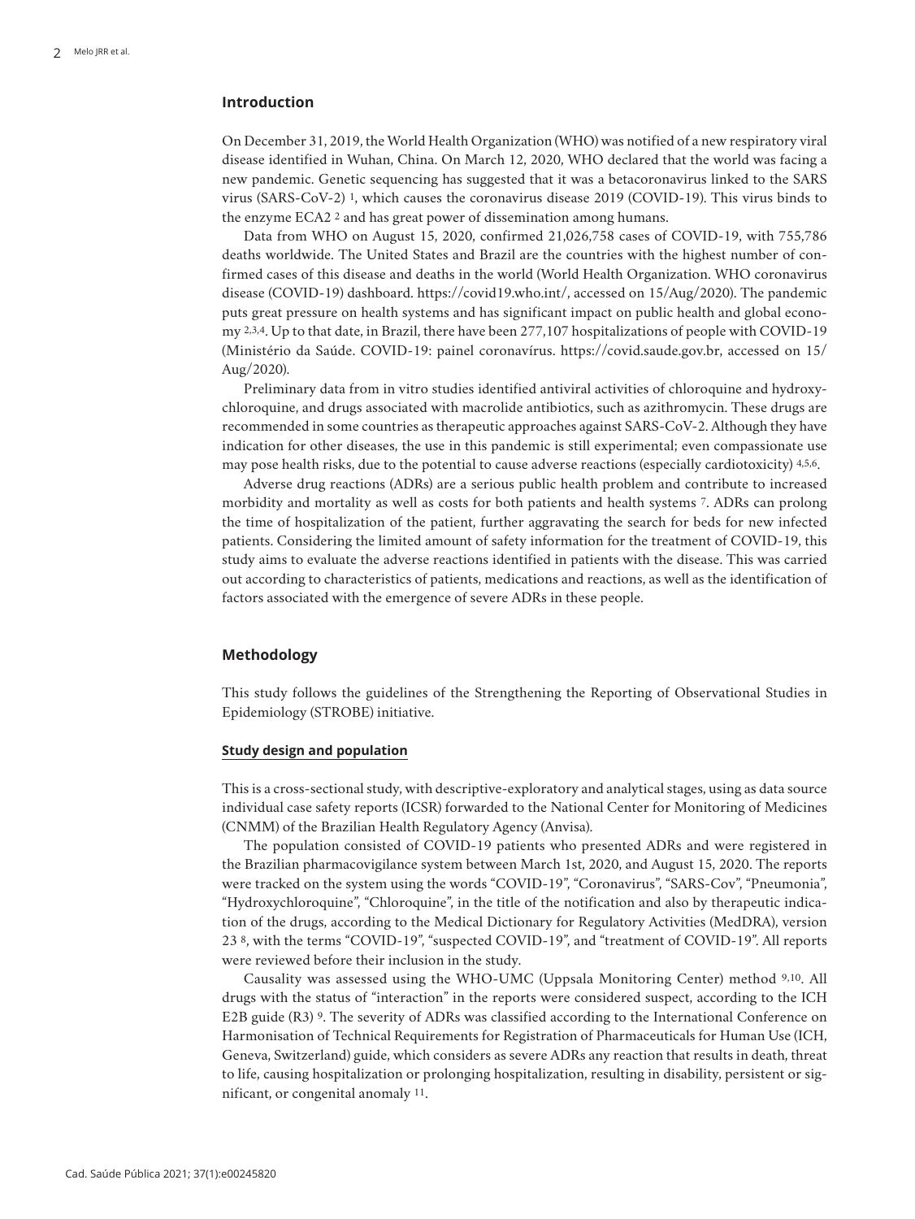## Introduction

On December 31, 2019, the World Health Organization (WHO) was notified of a new respiratory viral disease identified in Wuhan, China. On March 12, 2020, WHO declared that the world was facing a new pandemic. Genetic sequencing has suggested that it was a betacoronavirus linked to the SARS virus (SARS-CoV-2) [1], which causes the coronavirus disease 2019 (COVID-19). This virus binds to the enzyme ECA2 [2] and has great power of dissemination among humans.

Data from WHO on August 15, 2020, confirmed 21,026,758 cases of COVID-19, with 755,786 deaths worldwide. The United States and Brazil are the countries with the highest number of confirmed cases of this disease and deaths in the world (World Health Organization. WHO coronavirus disease (COVID-19) dashboard. https://covid19.who.int/, accessed on 15/Aug/2020). The pandemic puts great pressure on health systems and has significant impact on public health and global economy [2,3,4]. Up to that date, in Brazil, there have been 277,107 hospitalizations of people with COVID-19 (Ministério da Saúde. COVID-19: painel coronavírus. https://covid.saude.gov.br, accessed on 15/Aug/2020).

Preliminary data from in vitro studies identified antiviral activities of chloroquine and hydroxychloroquine, and drugs associated with macrolide antibiotics, such as azithromycin. These drugs are recommended in some countries as therapeutic approaches against SARS-CoV-2. Although they have indication for other diseases, the use in this pandemic is still experimental; even compassionate use may pose health risks, due to the potential to cause adverse reactions (especially cardiotoxicity) [4,5,6].

Adverse drug reactions (ADRs) are a serious public health problem and contribute to increased morbidity and mortality as well as costs for both patients and health systems [7]. ADRs can prolong the time of hospitalization of the patient, further aggravating the search for beds for new infected patients. Considering the limited amount of safety information for the treatment of COVID-19, this study aims to evaluate the adverse reactions identified in patients with the disease. This was carried out according to characteristics of patients, medications and reactions, as well as the identification of factors associated with the emergence of severe ADRs in these people.

## Methodology

This study follows the guidelines of the Strengthening the Reporting of Observational Studies in Epidemiology (STROBE) initiative.

### Study design and population

This is a cross-sectional study, with descriptive-exploratory and analytical stages, using as data source individual case safety reports (ICSR) forwarded to the National Center for Monitoring of Medicines (CNMM) of the Brazilian Health Regulatory Agency (Anvisa).

The population consisted of COVID-19 patients who presented ADRs and were registered in the Brazilian pharmacovigilance system between March 1st, 2020, and August 15, 2020. The reports were tracked on the system using the words "COVID-19", "Coronavirus", "SARS-Cov", "Pneumonia", "Hydroxychloroquine", "Chloroquine", in the title of the notification and also by therapeutic indication of the drugs, according to the Medical Dictionary for Regulatory Activities (MedDRA), version 23 [8], with the terms "COVID-19", "suspected COVID-19", and "treatment of COVID-19". All reports were reviewed before their inclusion in the study.

Causality was assessed using the WHO-UMC (Uppsala Monitoring Center) method [9,10]. All drugs with the status of "interaction" in the reports were considered suspect, according to the ICH E2B guide (R3) [9]. The severity of ADRs was classified according to the International Conference on Harmonisation of Technical Requirements for Registration of Pharmaceuticals for Human Use (ICH, Geneva, Switzerland) guide, which considers as severe ADRs any reaction that results in death, threat to life, causing hospitalization or prolonging hospitalization, resulting in disability, persistent or significant, or congenital anomaly [11].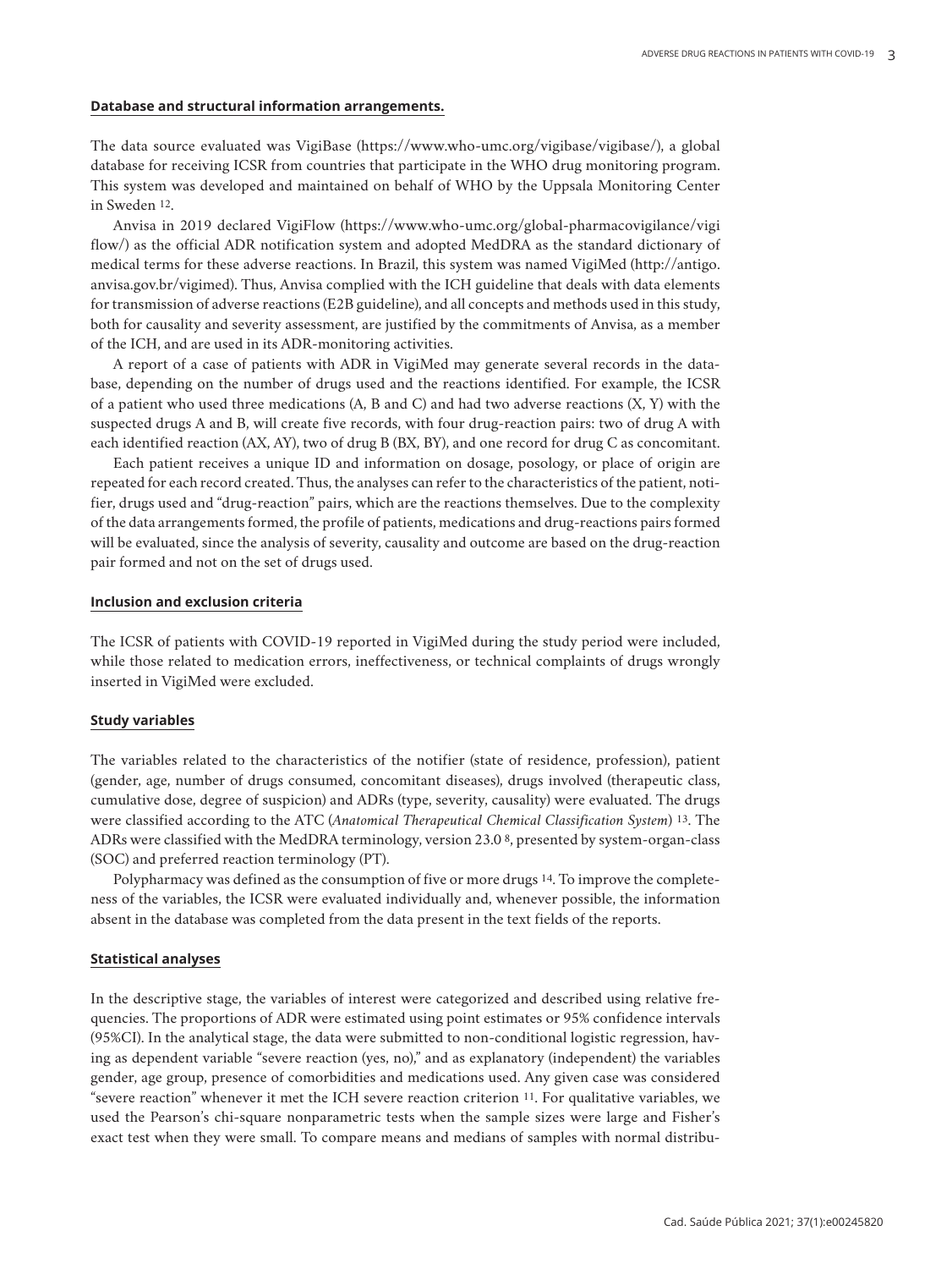## Database and structural information arrangements.

The data source evaluated was VigiBase (https://www.who-umc.org/vigibase/vigibase/), a global database for receiving ICSR from countries that participate in the WHO drug monitoring program. This system was developed and maintained on behalf of WHO by the Uppsala Monitoring Center in Sweden [12].

Anvisa in 2019 declared VigiFlow (https://www.who-umc.org/global-pharmacovigilance/vigiflow/) as the official ADR notification system and adopted MedDRA as the standard dictionary of medical terms for these adverse reactions. In Brazil, this system was named VigiMed (http://antigo.anvisa.gov.br/vigimed). Thus, Anvisa complied with the ICH guideline that deals with data elements for transmission of adverse reactions (E2B guideline), and all concepts and methods used in this study, both for causality and severity assessment, are justified by the commitments of Anvisa, as a member of the ICH, and are used in its ADR-monitoring activities.

A report of a case of patients with ADR in VigiMed may generate several records in the database, depending on the number of drugs used and the reactions identified. For example, the ICSR of a patient who used three medications (A, B and C) and had two adverse reactions (X, Y) with the suspected drugs A and B, will create five records, with four drug-reaction pairs: two of drug A with each identified reaction (AX, AY), two of drug B (BX, BY), and one record for drug C as concomitant.

Each patient receives a unique ID and information on dosage, posology, or place of origin are repeated for each record created. Thus, the analyses can refer to the characteristics of the patient, notifier, drugs used and "drug-reaction" pairs, which are the reactions themselves. Due to the complexity of the data arrangements formed, the profile of patients, medications and drug-reactions pairs formed will be evaluated, since the analysis of severity, causality and outcome are based on the drug-reaction pair formed and not on the set of drugs used.

## Inclusion and exclusion criteria

The ICSR of patients with COVID-19 reported in VigiMed during the study period were included, while those related to medication errors, ineffectiveness, or technical complaints of drugs wrongly inserted in VigiMed were excluded.

## Study variables

The variables related to the characteristics of the notifier (state of residence, profession), patient (gender, age, number of drugs consumed, concomitant diseases), drugs involved (therapeutic class, cumulative dose, degree of suspicion) and ADRs (type, severity, causality) were evaluated. The drugs were classified according to the ATC (*Anatomical Therapeutical Chemical Classification System*) [13]. The ADRs were classified with the MedDRA terminology, version 23.0 [8], presented by system-organ-class (SOC) and preferred reaction terminology (PT).

Polypharmacy was defined as the consumption of five or more drugs [14]. To improve the completeness of the variables, the ICSR were evaluated individually and, whenever possible, the information absent in the database was completed from the data present in the text fields of the reports.

## Statistical analyses

In the descriptive stage, the variables of interest were categorized and described using relative frequencies. The proportions of ADR were estimated using point estimates or 95% confidence intervals (95%CI). In the analytical stage, the data were submitted to non-conditional logistic regression, having as dependent variable "severe reaction (yes, no)," and as explanatory (independent) the variables gender, age group, presence of comorbidities and medications used. Any given case was considered "severe reaction" whenever it met the ICH severe reaction criterion [11]. For qualitative variables, we used the Pearson's chi-square nonparametric tests when the sample sizes were large and Fisher's exact test when they were small. To compare means and medians of samples with normal distribu-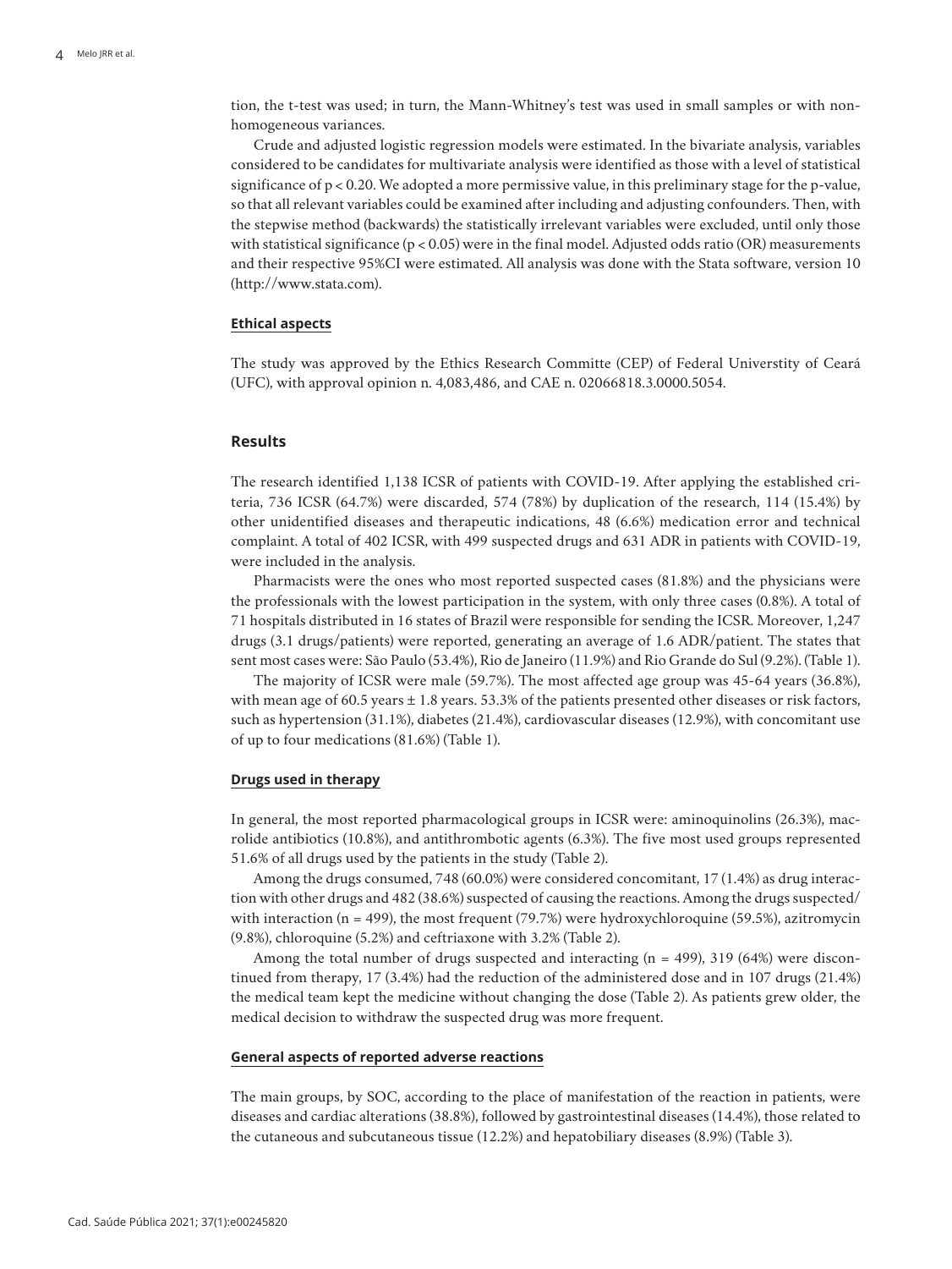tion, the t-test was used; in turn, the Mann-Whitney's test was used in small samples or with non-homogeneous variances.

Crude and adjusted logistic regression models were estimated. In the bivariate analysis, variables considered to be candidates for multivariate analysis were identified as those with a level of statistical significance of $p < 0.20$. We adopted a more permissive value, in this preliminary stage for the p-value, so that all relevant variables could be examined after including and adjusting confounders. Then, with the stepwise method (backwards) the statistically irrelevant variables were excluded, until only those with statistical significance ($p < 0.05$) were in the final model. Adjusted odds ratio (OR) measurements and their respective 95%CI were estimated. All analysis was done with the Stata software, version 10 (http://www.stata.com).

### Ethical aspects

The study was approved by the Ethics Research Committe (CEP) of Federal Universtity of Ceará (UFC), with approval opinion n. 4,083,486, and CAE n. 02066818.3.0000.5054.

## Results

The research identified 1,138 ICSR of patients with COVID-19. After applying the established criteria, 736 ICSR (64.7%) were discarded, 574 (78%) by duplication of the research, 114 (15.4%) by other unidentified diseases and therapeutic indications, 48 (6.6%) medication error and technical complaint. A total of 402 ICSR, with 499 suspected drugs and 631 ADR in patients with COVID-19, were included in the analysis.

Pharmacists were the ones who most reported suspected cases (81.8%) and the physicians were the professionals with the lowest participation in the system, with only three cases (0.8%). A total of 71 hospitals distributed in 16 states of Brazil were responsible for sending the ICSR. Moreover, 1,247 drugs (3.1 drugs/patients) were reported, generating an average of 1.6 ADR/patient. The states that sent most cases were: São Paulo (53.4%), Rio de Janeiro (11.9%) and Rio Grande do Sul (9.2%). (Table 1).

The majority of ICSR were male (59.7%). The most affected age group was 45-64 years (36.8%), with mean age of 60.5 years ± 1.8 years. 53.3% of the patients presented other diseases or risk factors, such as hypertension (31.1%), diabetes (21.4%), cardiovascular diseases (12.9%), with concomitant use of up to four medications (81.6%) (Table 1).

### Drugs used in therapy

In general, the most reported pharmacological groups in ICSR were: aminoquinolins (26.3%), macrolide antibiotics (10.8%), and antithrombotic agents (6.3%). The five most used groups represented 51.6% of all drugs used by the patients in the study (Table 2).

Among the drugs consumed, 748 (60.0%) were considered concomitant, 17 (1.4%) as drug interaction with other drugs and 482 (38.6%) suspected of causing the reactions. Among the drugs suspected/with interaction (n = 499), the most frequent (79.7%) were hydroxychloroquine (59.5%), azitromycin (9.8%), chloroquine (5.2%) and ceftriaxone with 3.2% (Table 2).

Among the total number of drugs suspected and interacting (n = 499), 319 (64%) were discontinued from therapy, 17 (3.4%) had the reduction of the administered dose and in 107 drugs (21.4%) the medical team kept the medicine without changing the dose (Table 2). As patients grew older, the medical decision to withdraw the suspected drug was more frequent.

### General aspects of reported adverse reactions

The main groups, by SOC, according to the place of manifestation of the reaction in patients, were diseases and cardiac alterations (38.8%), followed by gastrointestinal diseases (14.4%), those related to the cutaneous and subcutaneous tissue (12.2%) and hepatobiliary diseases (8.9%) (Table 3).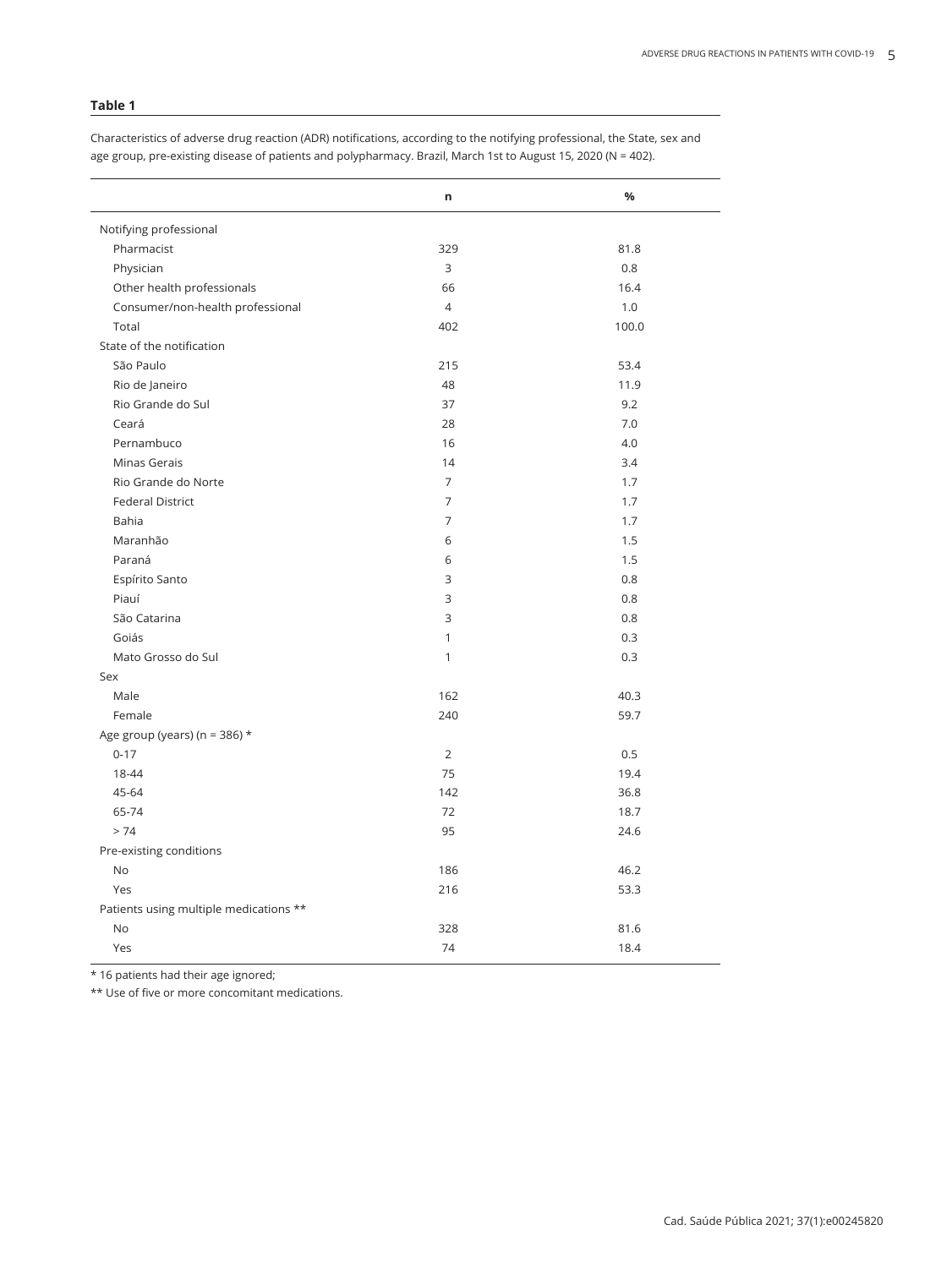**Table 1**

Characteristics of adverse drug reaction (ADR) notifications, according to the notifying professional, the State, sex and age group, pre-existing disease of patients and polypharmacy. Brazil, March 1st to August 15, 2020 (N = 402).

| | n | % |
|---|---|---|
| Notifying professional | | |
| Pharmacist | 329 | 81.8 |
| Physician | 3 | 0.8 |
| Other health professionals | 66 | 16.4 |
| Consumer/non-health professional | 4 | 1.0 |
| Total | 402 | 100.0 |
| State of the notification | | |
| São Paulo | 215 | 53.4 |
| Rio de Janeiro | 48 | 11.9 |
| Rio Grande do Sul | 37 | 9.2 |
| Ceará | 28 | 7.0 |
| Pernambuco | 16 | 4.0 |
| Minas Gerais | 14 | 3.4 |
| Rio Grande do Norte | 7 | 1.7 |
| Federal District | 7 | 1.7 |
| Bahia | 7 | 1.7 |
| Maranhão | 6 | 1.5 |
| Paraná | 6 | 1.5 |
| Espírito Santo | 3 | 0.8 |
| Piauí | 3 | 0.8 |
| São Catarina | 3 | 0.8 |
| Goiás | 1 | 0.3 |
| Mato Grosso do Sul | 1 | 0.3 |
| Sex | | |
| Male | 162 | 40.3 |
| Female | 240 | 59.7 |
| Age group (years) (n = 386) * | | |
| 0-17 | 2 | 0.5 |
| 18-44 | 75 | 19.4 |
| 45-64 | 142 | 36.8 |
| 65-74 | 72 | 18.7 |
| > 74 | 95 | 24.6 |
| Pre-existing conditions | | |
| No | 186 | 46.2 |
| Yes | 216 | 53.3 |
| Patients using multiple medications ** | | |
| No | 328 | 81.6 |
| Yes | 74 | 18.4 |

* 16 patients had their age ignored;

** Use of five or more concomitant medications.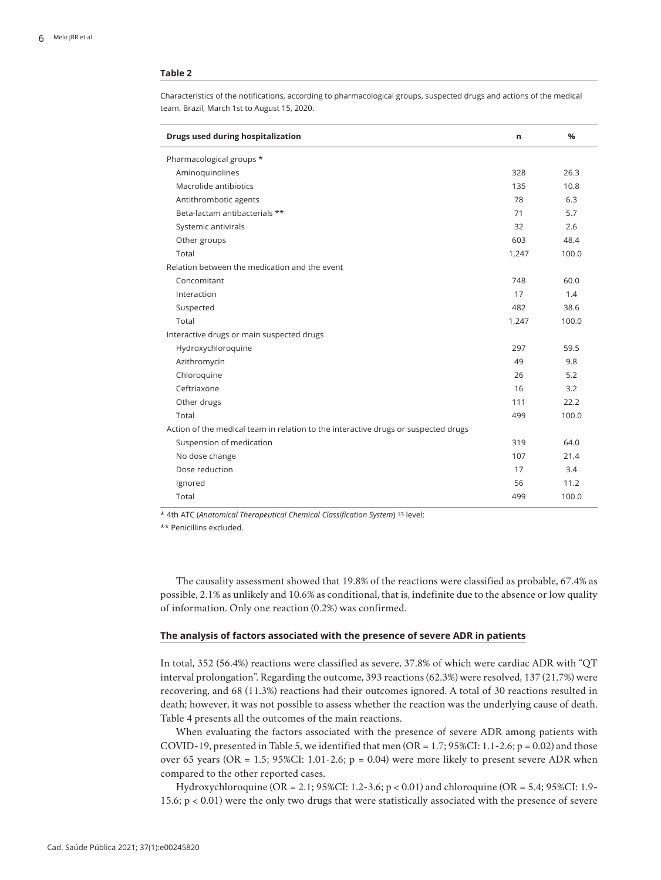**Table 2**

Characteristics of the notifications, according to pharmacological groups, suspected drugs and actions of the medical team. Brazil, March 1st to August 15, 2020.

| Drugs used during hospitalization | n | % |
|---|---|---|
| Pharmacological groups * | | |
| Aminoquinolines | 328 | 26.3 |
| Macrolide antibiotics | 135 | 10.8 |
| Antithrombotic agents | 78 | 6.3 |
| Beta-lactam antibacterials ** | 71 | 5.7 |
| Systemic antivirals | 32 | 2.6 |
| Other groups | 603 | 48.4 |
| Total | 1,247 | 100.0 |
| Relation between the medication and the event | | |
| Concomitant | 748 | 60.0 |
| Interaction | 17 | 1.4 |
| Suspected | 482 | 38.6 |
| Total | 1,247 | 100.0 |
| Interactive drugs or main suspected drugs | | |
| Hydroxychloroquine | 297 | 59.5 |
| Azithromycin | 49 | 9.8 |
| Chloroquine | 26 | 5.2 |
| Ceftriaxone | 16 | 3.2 |
| Other drugs | 111 | 22.2 |
| Total | 499 | 100.0 |
| Action of the medical team in relation to the interactive drugs or suspected drugs | | |
| Suspension of medication | 319 | 64.0 |
| No dose change | 107 | 21.4 |
| Dose reduction | 17 | 3.4 |
| Ignored | 56 | 11.2 |
| Total | 499 | 100.0 |

* 4th ATC (*Anatomical Therapeutical Chemical Classification System*) [13] level;

** Penicillins excluded.

The causality assessment showed that 19.8% of the reactions were classified as probable, 67.4% as possible, 2.1% as unlikely and 10.6% as conditional, that is, indefinite due to the absence or low quality of information. Only one reaction (0.2%) was confirmed.

## The analysis of factors associated with the presence of severe ADR in patients

In total, 352 (56.4%) reactions were classified as severe, 37.8% of which were cardiac ADR with "QT interval prolongation". Regarding the outcome, 393 reactions (62.3%) were resolved, 137 (21.7%) were recovering, and 68 (11.3%) reactions had their outcomes ignored. A total of 30 reactions resulted in death; however, it was not possible to assess whether the reaction was the underlying cause of death. Table 4 presents all the outcomes of the main reactions.

When evaluating the factors associated with the presence of severe ADR among patients with COVID-19, presented in Table 5, we identified that men (OR = 1.7; 95%CI: 1.1-2.6; $p = 0.02$) and those over 65 years (OR = 1.5; 95%CI: 1.01-2.6; $p = 0.04$) were more likely to present severe ADR when compared to the other reported cases.

Hydroxychloroquine (OR = 2.1; 95%CI: 1.2-3.6; $p < 0.01$) and chloroquine (OR = 5.4; 95%CI: 1.9-15.6; $p < 0.01$) were the only two drugs that were statistically associated with the presence of severe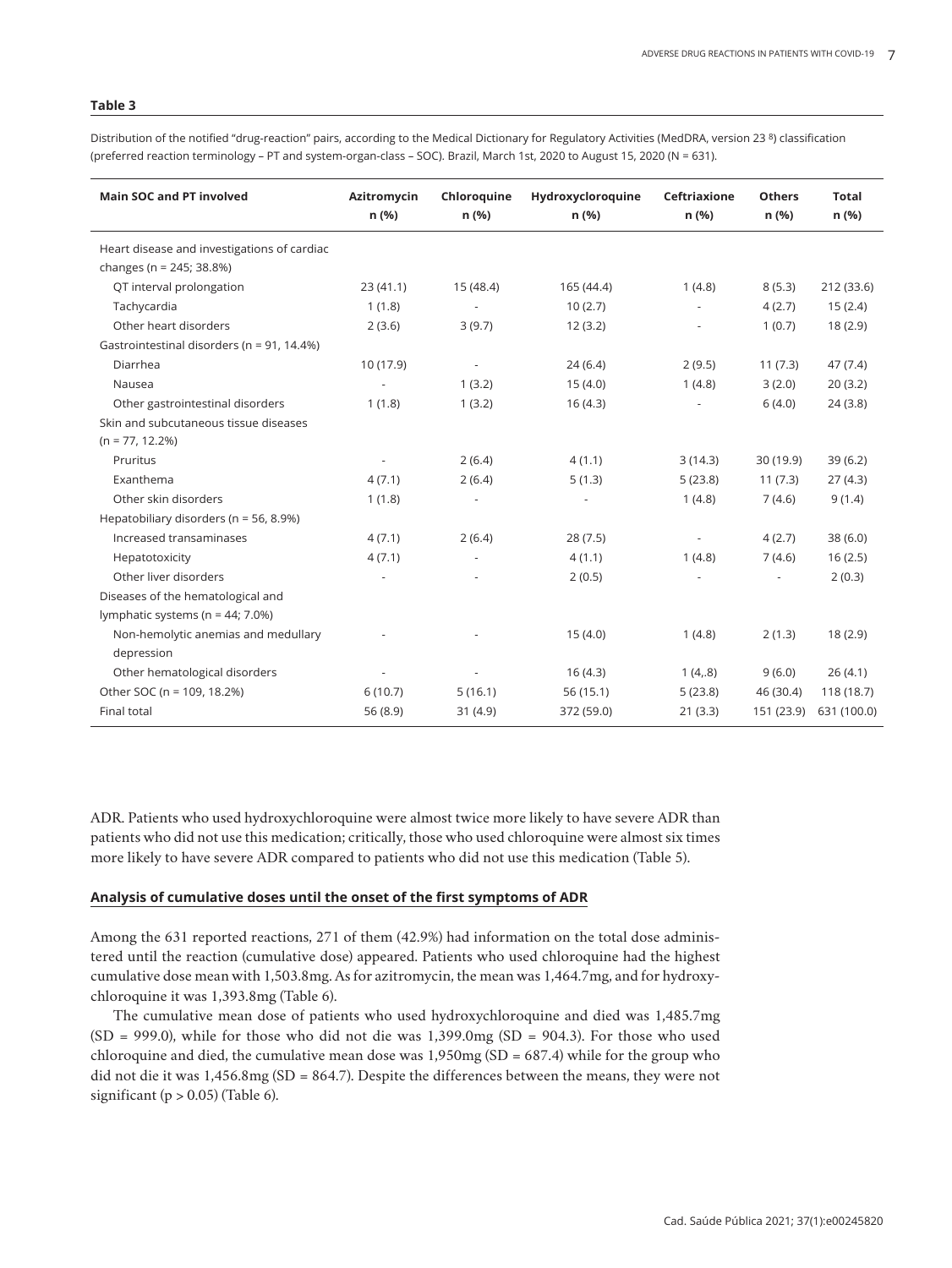**Table 3**

Distribution of the notified "drug-reaction" pairs, according to the Medical Dictionary for Regulatory Activities (MedDRA, version 23 [8]) classification (preferred reaction terminology – PT and system-organ-class – SOC). Brazil, March 1st, 2020 to August 15, 2020 (N = 631).

| Main SOC and PT involved | Azitromycin n (%) | Chloroquine n (%) | Hydroxycloroquine n (%) | Ceftriaxione n (%) | Others n (%) | Total n (%) |
|---|---|---|---|---|---|---|
| Heart disease and investigations of cardiac changes (n = 245; 38.8%) | | | | | | |
| QT interval prolongation | 23 (41.1) | 15 (48.4) | 165 (44.4) | 1 (4.8) | 8 (5.3) | 212 (33.6) |
| Tachycardia | 1 (1.8) | - | 10 (2.7) | - | 4 (2.7) | 15 (2.4) |
| Other heart disorders | 2 (3.6) | 3 (9.7) | 12 (3.2) | - | 1 (0.7) | 18 (2.9) |
| Gastrointestinal disorders (n = 91, 14.4%) | | | | | | |
| Diarrhea | 10 (17.9) | - | 24 (6.4) | 2 (9.5) | 11 (7.3) | 47 (7.4) |
| Nausea | - | 1 (3.2) | 15 (4.0) | 1 (4.8) | 3 (2.0) | 20 (3.2) |
| Other gastrointestinal disorders | 1 (1.8) | 1 (3.2) | 16 (4.3) | - | 6 (4.0) | 24 (3.8) |
| Skin and subcutaneous tissue diseases (n = 77, 12.2%) | | | | | | |
| Pruritus | - | 2 (6.4) | 4 (1.1) | 3 (14.3) | 30 (19.9) | 39 (6.2) |
| Exanthema | 4 (7.1) | 2 (6.4) | 5 (1.3) | 5 (23.8) | 11 (7.3) | 27 (4.3) |
| Other skin disorders | 1 (1.8) | - | - | 1 (4.8) | 7 (4.6) | 9 (1.4) |
| Hepatobiliary disorders (n = 56, 8.9%) | | | | | | |
| Increased transaminases | 4 (7.1) | 2 (6.4) | 28 (7.5) | - | 4 (2.7) | 38 (6.0) |
| Hepatotoxicity | 4 (7.1) | - | 4 (1.1) | 1 (4.8) | 7 (4.6) | 16 (2.5) |
| Other liver disorders | - | - | 2 (0.5) | - | - | 2 (0.3) |
| Diseases of the hematological and lymphatic systems (n = 44; 7.0%) | | | | | | |
| Non-hemolytic anemias and medullary depression | - | - | 15 (4.0) | 1 (4.8) | 2 (1.3) | 18 (2.9) |
| Other hematological disorders | - | - | 16 (4.3) | 1 (4,.8) | 9 (6.0) | 26 (4.1) |
| Other SOC (n = 109, 18.2%) | 6 (10.7) | 5 (16.1) | 56 (15.1) | 5 (23.8) | 46 (30.4) | 118 (18.7) |
| Final total | 56 (8.9) | 31 (4.9) | 372 (59.0) | 21 (3.3) | 151 (23.9) | 631 (100.0) |

ADR. Patients who used hydroxychloroquine were almost twice more likely to have severe ADR than patients who did not use this medication; critically, those who used chloroquine were almost six times more likely to have severe ADR compared to patients who did not use this medication (Table 5).

## Analysis of cumulative doses until the onset of the first symptoms of ADR

Among the 631 reported reactions, 271 of them (42.9%) had information on the total dose administered until the reaction (cumulative dose) appeared. Patients who used chloroquine had the highest cumulative dose mean with 1,503.8mg. As for azitromycin, the mean was 1,464.7mg, and for hydroxychloroquine it was 1,393.8mg (Table 6).

The cumulative mean dose of patients who used hydroxychloroquine and died was 1,485.7mg (SD = 999.0), while for those who did not die was 1,399.0mg (SD = 904.3). For those who used chloroquine and died, the cumulative mean dose was 1,950mg (SD = 687.4) while for the group who did not die it was 1,456.8mg (SD = 864.7). Despite the differences between the means, they were not significant ($p > 0.05$) (Table 6).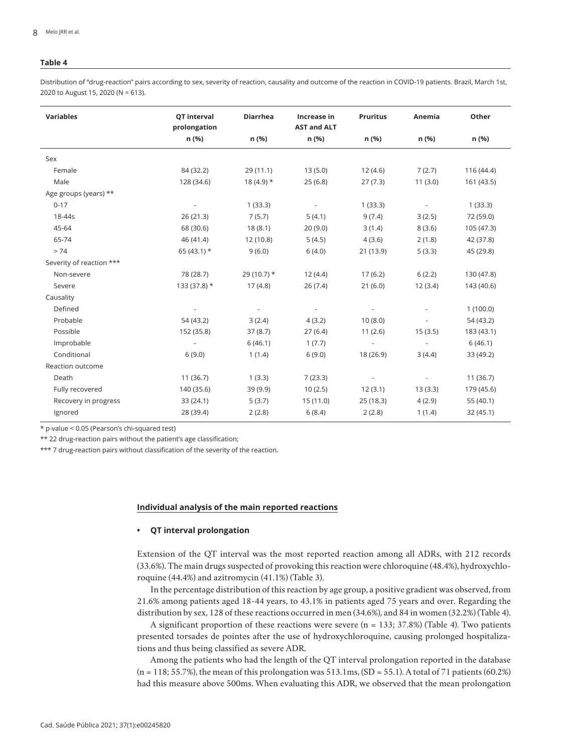**Table 4**

Distribution of "drug-reaction" pairs according to sex, severity of reaction, causality and outcome of the reaction in COVID-19 patients. Brazil, March 1st, 2020 to August 15, 2020 (N = 613).

| Variables | QT interval prolongation | Diarrhea | Increase in AST and ALT | Pruritus | Anemia | Other |
|---|---|---|---|---|---|---|
| | n (%) | n (%) | n (%) | n (%) | n (%) | n (%) |
| Sex | | | | | | |
| Female | 84 (32.2) | 29 (11.1) | 13 (5.0) | 12 (4.6) | 7 (2.7) | 116 (44.4) |
| Male | 128 (34.6) | 18 (4.9) * | 25 (6.8) | 27 (7.3) | 11 (3.0) | 161 (43.5) |
| Age groups (years) ** | | | | | | |
| 0-17 | - | 1 (33.3) | - | 1 (33.3) | - | 1 (33.3) |
| 18-44s | 26 (21.3) | 7 (5.7) | 5 (4.1) | 9 (7.4) | 3 (2.5) | 72 (59.0) |
| 45-64 | 68 (30.6) | 18 (8.1) | 20 (9.0) | 3 (1.4) | 8 (3.6) | 105 (47.3) |
| 65-74 | 46 (41.4) | 12 (10.8) | 5 (4.5) | 4 (3.6) | 2 (1.8) | 42 (37.8) |
| > 74 | 65 (43.1) * | 9 (6.0) | 6 (4.0) | 21 (13.9) | 5 (3.3) | 45 (29.8) |
| Severity of reaction *** | | | | | | |
| Non-severe | 78 (28.7) | 29 (10.7) * | 12 (4.4) | 17 (6.2) | 6 (2.2) | 130 (47.8) |
| Severe | 133 (37.8) * | 17 (4.8) | 26 (7.4) | 21 (6.0) | 12 (3.4) | 143 (40.6) |
| Causality | | | | | | |
| Defined | - | - | - | - | - | 1 (100.0) |
| Probable | 54 (43.2) | 3 (2.4) | 4 (3.2) | 10 (8.0) | - | 54 (43.2) |
| Possible | 152 (35.8) | 37 (8.7) | 27 (6.4) | 11 (2.6) | 15 (3.5) | 183 (43.1) |
| Improbable | - | 6 (46.1) | 1 (7.7) | - | - | 6 (46.1) |
| Conditional | 6 (9.0) | 1 (1.4) | 6 (9.0) | 18 (26.9) | 3 (4.4) | 33 (49.2) |
| Reaction outcome | | | | | | |
| Death | 11 (36.7) | 1 (3.3) | 7 (23.3) | - | - | 11 (36.7) |
| Fully recovered | 140 (35.6) | 39 (9.9) | 10 (2.5) | 12 (3.1) | 13 (3.3) | 179 (45.6) |
| Recovery in progress | 33 (24.1) | 5 (3.7) | 15 (11.0) | 25 (18.3) | 4 (2.9) | 55 (40.1) |
| Ignored | 28 (39.4) | 2 (2.8) | 6 (8.4) | 2 (2.8) | 1 (1.4) | 32 (45.1) |

* p-value < 0.05 (Pearson's chi-squared test)

** 22 drug-reaction pairs without the patient's age classification;

*** 7 drug-reaction pairs without classification of the severity of the reaction.

## Individual analysis of the main reported reactions

- **QT interval prolongation**

Extension of the QT interval was the most reported reaction among all ADRs, with 212 records (33.6%). The main drugs suspected of provoking this reaction were chloroquine (48.4%), hydroxychloroquine (44.4%) and azitromycin (41.1%) (Table 3).

In the percentage distribution of this reaction by age group, a positive gradient was observed, from 21.6% among patients aged 18-44 years, to 43.1% in patients aged 75 years and over. Regarding the distribution by sex, 128 of these reactions occurred in men (34.6%), and 84 in women (32.2%) (Table 4).

A significant proportion of these reactions were severe (n = 133; 37.8%) (Table 4). Two patients presented torsades de pointes after the use of hydroxychloroquine, causing prolonged hospitalizations and thus being classified as severe ADR.

Among the patients who had the length of the QT interval prolongation reported in the database (n = 118; 55.7%), the mean of this prolongation was 513.1ms, (SD = 55.1). A total of 71 patients (60.2%) had this measure above 500ms. When evaluating this ADR, we observed that the mean prolongation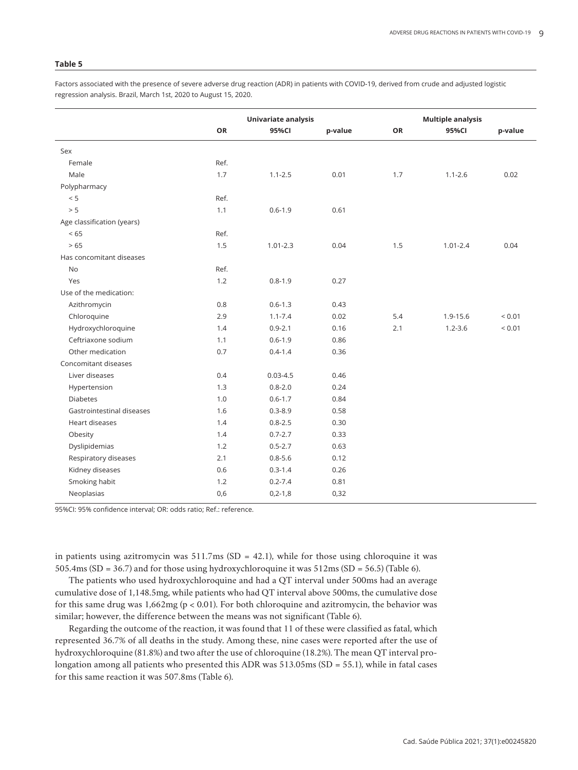**Table 5**

Factors associated with the presence of severe adverse drug reaction (ADR) in patients with COVID-19, derived from crude and adjusted logistic regression analysis. Brazil, March 1st, 2020 to August 15, 2020.

| | Univariate analysis | | | Multiple analysis | | |
|---|---|---|---|---|---|---|
| | OR | 95%CI | p-value | OR | 95%CI | p-value |
| Sex | | | | | | |
| Female | Ref. | | | | | |
| Male | 1.7 | 1.1-2.5 | 0.01 | 1.7 | 1.1-2.6 | 0.02 |
| Polypharmacy | | | | | | |
| < 5 | Ref. | | | | | |
| > 5 | 1.1 | 0.6-1.9 | 0.61 | | | |
| Age classification (years) | | | | | | |
| < 65 | Ref. | | | | | |
| > 65 | 1.5 | 1.01-2.3 | 0.04 | 1.5 | 1.01-2.4 | 0.04 |
| Has concomitant diseases | | | | | | |
| No | Ref. | | | | | |
| Yes | 1.2 | 0.8-1.9 | 0.27 | | | |
| Use of the medication: | | | | | | |
| Azithromycin | 0.8 | 0.6-1.3 | 0.43 | | | |
| Chloroquine | 2.9 | 1.1-7.4 | 0.02 | 5.4 | 1.9-15.6 | < 0.01 |
| Hydroxychloroquine | 1.4 | 0.9-2.1 | 0.16 | 2.1 | 1.2-3.6 | < 0.01 |
| Ceftriaxone sodium | 1.1 | 0.6-1.9 | 0.86 | | | |
| Other medication | 0.7 | 0.4-1.4 | 0.36 | | | |
| Concomitant diseases | | | | | | |
| Liver diseases | 0.4 | 0.03-4.5 | 0.46 | | | |
| Hypertension | 1.3 | 0.8-2.0 | 0.24 | | | |
| Diabetes | 1.0 | 0.6-1.7 | 0.84 | | | |
| Gastrointestinal diseases | 1.6 | 0.3-8.9 | 0.58 | | | |
| Heart diseases | 1.4 | 0.8-2.5 | 0.30 | | | |
| Obesity | 1.4 | 0.7-2.7 | 0.33 | | | |
| Dyslipidemias | 1.2 | 0.5-2.7 | 0.63 | | | |
| Respiratory diseases | 2.1 | 0.8-5.6 | 0.12 | | | |
| Kidney diseases | 0.6 | 0.3-1.4 | 0.26 | | | |
| Smoking habit | 1.2 | 0.2-7.4 | 0.81 | | | |
| Neoplasias | 0,6 | 0,2-1,8 | 0,32 | | | |

95%CI: 95% confidence interval; OR: odds ratio; Ref.: reference.

in patients using azitromycin was 511.7ms (SD = 42.1), while for those using chloroquine it was 505.4ms (SD = 36.7) and for those using hydroxychloroquine it was 512ms (SD = 56.5) (Table 6).

The patients who used hydroxychloroquine and had a QT interval under 500ms had an average cumulative dose of 1,148.5mg, while patients who had QT interval above 500ms, the cumulative dose for this same drug was 1,662mg ($p < 0.01$). For both chloroquine and azitromycin, the behavior was similar; however, the difference between the means was not significant (Table 6).

Regarding the outcome of the reaction, it was found that 11 of these were classified as fatal, which represented 36.7% of all deaths in the study. Among these, nine cases were reported after the use of hydroxychloroquine (81.8%) and two after the use of chloroquine (18.2%). The mean QT interval prolongation among all patients who presented this ADR was 513.05ms (SD = 55.1), while in fatal cases for this same reaction it was 507.8ms (Table 6).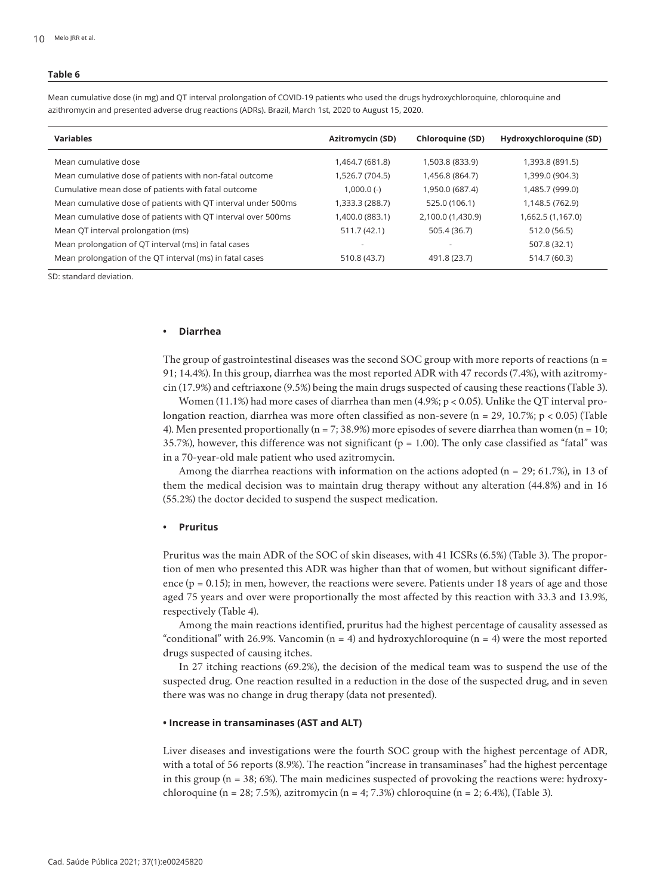**Table 6**

Mean cumulative dose (in mg) and QT interval prolongation of COVID-19 patients who used the drugs hydroxychloroquine, chloroquine and azithromycin and presented adverse drug reactions (ADRs). Brazil, March 1st, 2020 to August 15, 2020.

| Variables | Azitromycin (SD) | Chloroquine (SD) | Hydroxychloroquine (SD) |
|---|---|---|---|
| Mean cumulative dose | 1,464.7 (681.8) | 1,503.8 (833.9) | 1,393.8 (891.5) |
| Mean cumulative dose of patients with non-fatal outcome | 1,526.7 (704.5) | 1,456.8 (864.7) | 1,399.0 (904.3) |
| Cumulative mean dose of patients with fatal outcome | 1,000.0 (-) | 1,950.0 (687.4) | 1,485.7 (999.0) |
| Mean cumulative dose of patients with QT interval under 500ms | 1,333.3 (288.7) | 525.0 (106.1) | 1,148.5 (762.9) |
| Mean cumulative dose of patients with QT interval over 500ms | 1,400.0 (883.1) | 2,100.0 (1,430.9) | 1,662.5 (1,167.0) |
| Mean QT interval prolongation (ms) | 511.7 (42.1) | 505.4 (36.7) | 512.0 (56.5) |
| Mean prolongation of QT interval (ms) in fatal cases | - | - | 507.8 (32.1) |
| Mean prolongation of the QT interval (ms) in fatal cases | 510.8 (43.7) | 491.8 (23.7) | 514.7 (60.3) |

SD: standard deviation.

- **Diarrhea**

The group of gastrointestinal diseases was the second SOC group with more reports of reactions (n = 91; 14.4%). In this group, diarrhea was the most reported ADR with 47 records (7.4%), with azitromycin (17.9%) and ceftriaxone (9.5%) being the main drugs suspected of causing these reactions (Table 3).

Women (11.1%) had more cases of diarrhea than men (4.9%; $p < 0.05$). Unlike the QT interval prolongation reaction, diarrhea was more often classified as non-severe (n = 29, 10.7%; $p < 0.05$) (Table 4). Men presented proportionally (n = 7; 38.9%) more episodes of severe diarrhea than women (n = 10; 35.7%), however, this difference was not significant ($p = 1.00$). The only case classified as "fatal" was in a 70-year-old male patient who used azitromycin.

Among the diarrhea reactions with information on the actions adopted (n = 29; 61.7%), in 13 of them the medical decision was to maintain drug therapy without any alteration (44.8%) and in 16 (55.2%) the doctor decided to suspend the suspect medication.

- **Pruritus**

Pruritus was the main ADR of the SOC of skin diseases, with 41 ICSRs (6.5%) (Table 3). The proportion of men who presented this ADR was higher than that of women, but without significant difference ($p = 0.15$); in men, however, the reactions were severe. Patients under 18 years of age and those aged 75 years and over were proportionally the most affected by this reaction with 33.3 and 13.9%, respectively (Table 4).

Among the main reactions identified, pruritus had the highest percentage of causality assessed as "conditional" with 26.9%. Vancomin (n = 4) and hydroxychloroquine (n = 4) were the most reported drugs suspected of causing itches.

In 27 itching reactions (69.2%), the decision of the medical team was to suspend the use of the suspected drug. One reaction resulted in a reduction in the dose of the suspected drug, and in seven there was was no change in drug therapy (data not presented).

- **Increase in transaminases (AST and ALT)**

Liver diseases and investigations were the fourth SOC group with the highest percentage of ADR, with a total of 56 reports (8.9%). The reaction "increase in transaminases" had the highest percentage in this group (n = 38; 6%). The main medicines suspected of provoking the reactions were: hydroxychloroquine (n = 28; 7.5%), azitromycin (n = 4; 7.3%) chloroquine (n = 2; 6.4%), (Table 3).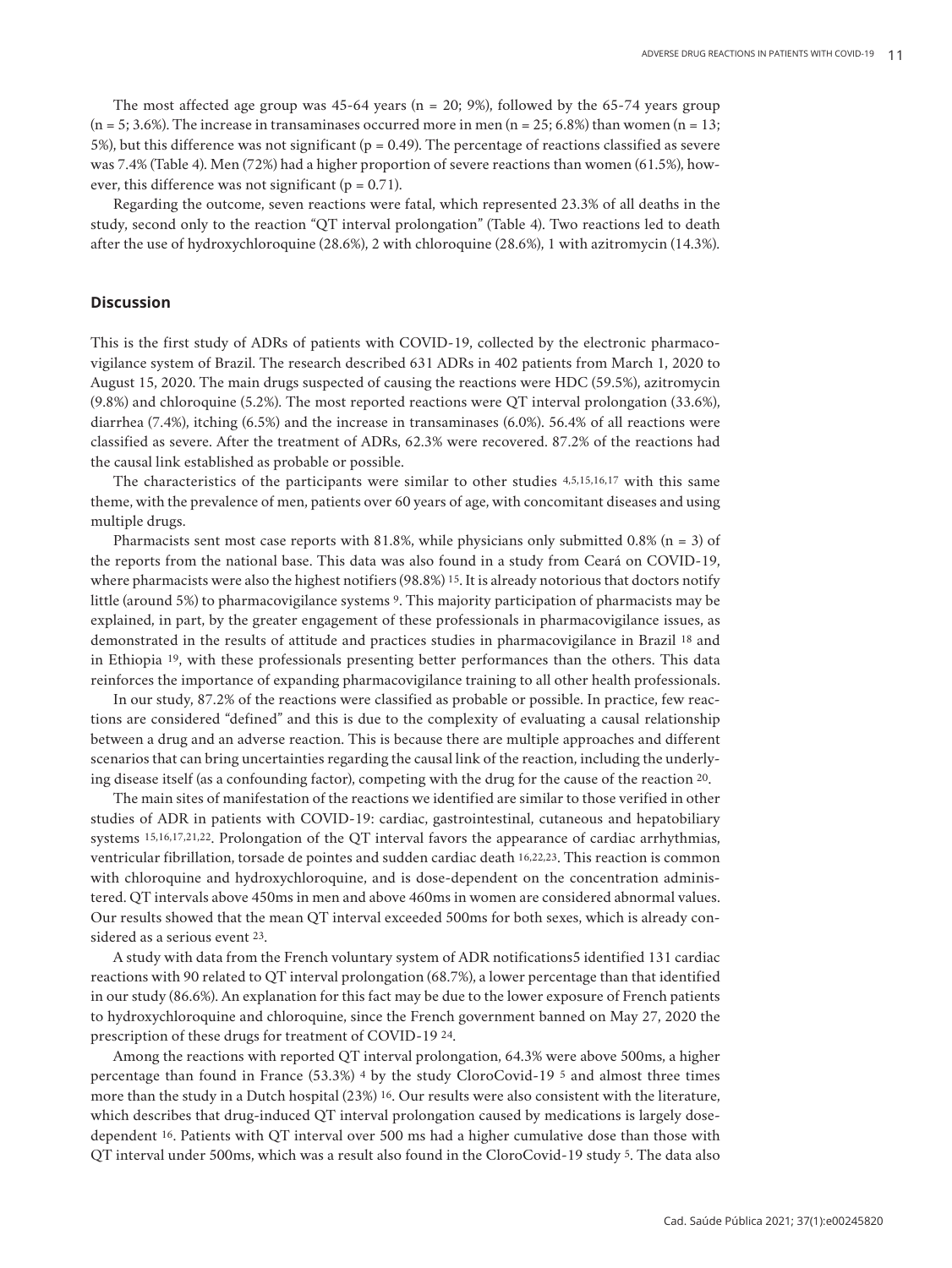The most affected age group was 45-64 years (n = 20; 9%), followed by the 65-74 years group (n = 5; 3.6%). The increase in transaminases occurred more in men (n = 25; 6.8%) than women (n = 13; 5%), but this difference was not significant (p = 0.49). The percentage of reactions classified as severe was 7.4% (Table 4). Men (72%) had a higher proportion of severe reactions than women (61.5%), however, this difference was not significant (p = 0.71).

Regarding the outcome, seven reactions were fatal, which represented 23.3% of all deaths in the study, second only to the reaction "QT interval prolongation" (Table 4). Two reactions led to death after the use of hydroxychloroquine (28.6%), 2 with chloroquine (28.6%), 1 with azitromycin (14.3%).

## Discussion

This is the first study of ADRs of patients with COVID-19, collected by the electronic pharmacovigilance system of Brazil. The research described 631 ADRs in 402 patients from March 1, 2020 to August 15, 2020. The main drugs suspected of causing the reactions were HDC (59.5%), azitromycin (9.8%) and chloroquine (5.2%). The most reported reactions were QT interval prolongation (33.6%), diarrhea (7.4%), itching (6.5%) and the increase in transaminases (6.0%). 56.4% of all reactions were classified as severe. After the treatment of ADRs, 62.3% were recovered. 87.2% of the reactions had the causal link established as probable or possible.

The characteristics of the participants were similar to other studies [4,5,15,16,17] with this same theme, with the prevalence of men, patients over 60 years of age, with concomitant diseases and using multiple drugs.

Pharmacists sent most case reports with 81.8%, while physicians only submitted 0.8% (n = 3) of the reports from the national base. This data was also found in a study from Ceará on COVID-19, where pharmacists were also the highest notifiers (98.8%) [15]. It is already notorious that doctors notify little (around 5%) to pharmacovigilance systems [9]. This majority participation of pharmacists may be explained, in part, by the greater engagement of these professionals in pharmacovigilance issues, as demonstrated in the results of attitude and practices studies in pharmacovigilance in Brazil [18] and in Ethiopia [19], with these professionals presenting better performances than the others. This data reinforces the importance of expanding pharmacovigilance training to all other health professionals.

In our study, 87.2% of the reactions were classified as probable or possible. In practice, few reactions are considered "defined" and this is due to the complexity of evaluating a causal relationship between a drug and an adverse reaction. This is because there are multiple approaches and different scenarios that can bring uncertainties regarding the causal link of the reaction, including the underlying disease itself (as a confounding factor), competing with the drug for the cause of the reaction [20].

The main sites of manifestation of the reactions we identified are similar to those verified in other studies of ADR in patients with COVID-19: cardiac, gastrointestinal, cutaneous and hepatobiliary systems [15,16,17,21,22]. Prolongation of the QT interval favors the appearance of cardiac arrhythmias, ventricular fibrillation, torsade de pointes and sudden cardiac death [16,22,23]. This reaction is common with chloroquine and hydroxychloroquine, and is dose-dependent on the concentration administered. QT intervals above 450ms in men and above 460ms in women are considered abnormal values. Our results showed that the mean QT interval exceeded 500ms for both sexes, which is already considered as a serious event [23].

A study with data from the French voluntary system of ADR notifications5 identified 131 cardiac reactions with 90 related to QT interval prolongation (68.7%), a lower percentage than that identified in our study (86.6%). An explanation for this fact may be due to the lower exposure of French patients to hydroxychloroquine and chloroquine, since the French government banned on May 27, 2020 the prescription of these drugs for treatment of COVID-19 [24].

Among the reactions with reported QT interval prolongation, 64.3% were above 500ms, a higher percentage than found in France (53.3%) [4] by the study CloroCovid-19 [5] and almost three times more than the study in a Dutch hospital (23%) [16]. Our results were also consistent with the literature, which describes that drug-induced QT interval prolongation caused by medications is largely dose-dependent [16]. Patients with QT interval over 500 ms had a higher cumulative dose than those with QT interval under 500ms, which was a result also found in the CloroCovid-19 study [5]. The data also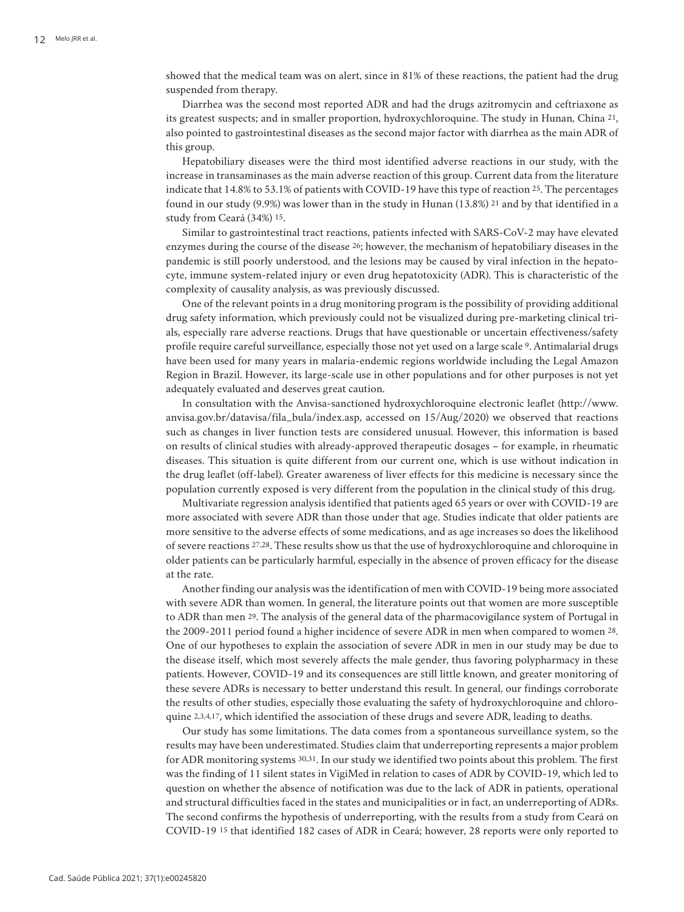showed that the medical team was on alert, since in 81% of these reactions, the patient had the drug suspended from therapy.

Diarrhea was the second most reported ADR and had the drugs azitromycin and ceftriaxone as its greatest suspects; and in smaller proportion, hydroxychloroquine. The study in Hunan, China [21], also pointed to gastrointestinal diseases as the second major factor with diarrhea as the main ADR of this group.

Hepatobiliary diseases were the third most identified adverse reactions in our study, with the increase in transaminases as the main adverse reaction of this group. Current data from the literature indicate that 14.8% to 53.1% of patients with COVID-19 have this type of reaction [25]. The percentages found in our study (9.9%) was lower than in the study in Hunan (13.8%) [21] and by that identified in a study from Ceará (34%) [15].

Similar to gastrointestinal tract reactions, patients infected with SARS-CoV-2 may have elevated enzymes during the course of the disease [26]; however, the mechanism of hepatobiliary diseases in the pandemic is still poorly understood, and the lesions may be caused by viral infection in the hepatocyte, immune system-related injury or even drug hepatotoxicity (ADR). This is characteristic of the complexity of causality analysis, as was previously discussed.

One of the relevant points in a drug monitoring program is the possibility of providing additional drug safety information, which previously could not be visualized during pre-marketing clinical trials, especially rare adverse reactions. Drugs that have questionable or uncertain effectiveness/safety profile require careful surveillance, especially those not yet used on a large scale [9]. Antimalarial drugs have been used for many years in malaria-endemic regions worldwide including the Legal Amazon Region in Brazil. However, its large-scale use in other populations and for other purposes is not yet adequately evaluated and deserves great caution.

In consultation with the Anvisa-sanctioned hydroxychloroquine electronic leaflet (http://www.anvisa.gov.br/datavisa/fila_bula/index.asp, accessed on 15/Aug/2020) we observed that reactions such as changes in liver function tests are considered unusual. However, this information is based on results of clinical studies with already-approved therapeutic dosages – for example, in rheumatic diseases. This situation is quite different from our current one, which is use without indication in the drug leaflet (off-label). Greater awareness of liver effects for this medicine is necessary since the population currently exposed is very different from the population in the clinical study of this drug.

Multivariate regression analysis identified that patients aged 65 years or over with COVID-19 are more associated with severe ADR than those under that age. Studies indicate that older patients are more sensitive to the adverse effects of some medications, and as age increases so does the likelihood of severe reactions [27,28]. These results show us that the use of hydroxychloroquine and chloroquine in older patients can be particularly harmful, especially in the absence of proven efficacy for the disease at the rate.

Another finding our analysis was the identification of men with COVID-19 being more associated with severe ADR than women. In general, the literature points out that women are more susceptible to ADR than men [29]. The analysis of the general data of the pharmacovigilance system of Portugal in the 2009-2011 period found a higher incidence of severe ADR in men when compared to women [28]. One of our hypotheses to explain the association of severe ADR in men in our study may be due to the disease itself, which most severely affects the male gender, thus favoring polypharmacy in these patients. However, COVID-19 and its consequences are still little known, and greater monitoring of these severe ADRs is necessary to better understand this result. In general, our findings corroborate the results of other studies, especially those evaluating the safety of hydroxychloroquine and chloroquine [2,3,4,17], which identified the association of these drugs and severe ADR, leading to deaths.

Our study has some limitations. The data comes from a spontaneous surveillance system, so the results may have been underestimated. Studies claim that underreporting represents a major problem for ADR monitoring systems [30,31]. In our study we identified two points about this problem. The first was the finding of 11 silent states in VigiMed in relation to cases of ADR by COVID-19, which led to question on whether the absence of notification was due to the lack of ADR in patients, operational and structural difficulties faced in the states and municipalities or in fact, an underreporting of ADRs. The second confirms the hypothesis of underreporting, with the results from a study from Ceará on COVID-19 [15] that identified 182 cases of ADR in Ceará; however, 28 reports were only reported to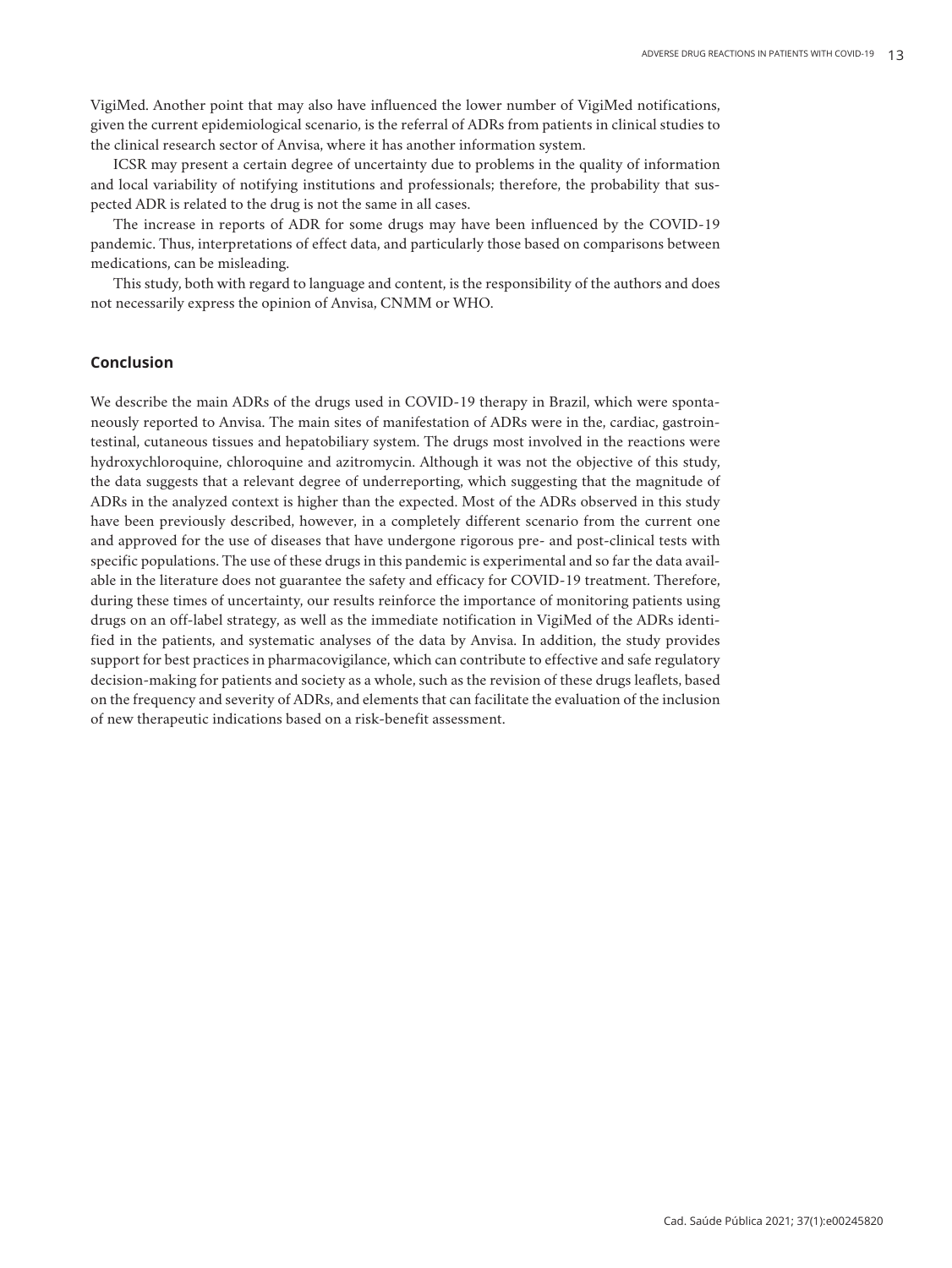VigiMed. Another point that may also have influenced the lower number of VigiMed notifications, given the current epidemiological scenario, is the referral of ADRs from patients in clinical studies to the clinical research sector of Anvisa, where it has another information system.

ICSR may present a certain degree of uncertainty due to problems in the quality of information and local variability of notifying institutions and professionals; therefore, the probability that suspected ADR is related to the drug is not the same in all cases.

The increase in reports of ADR for some drugs may have been influenced by the COVID-19 pandemic. Thus, interpretations of effect data, and particularly those based on comparisons between medications, can be misleading.

This study, both with regard to language and content, is the responsibility of the authors and does not necessarily express the opinion of Anvisa, CNMM or WHO.

## Conclusion

We describe the main ADRs of the drugs used in COVID-19 therapy in Brazil, which were spontaneously reported to Anvisa. The main sites of manifestation of ADRs were in the, cardiac, gastrointestinal, cutaneous tissues and hepatobiliary system. The drugs most involved in the reactions were hydroxychloroquine, chloroquine and azitromycin. Although it was not the objective of this study, the data suggests that a relevant degree of underreporting, which suggesting that the magnitude of ADRs in the analyzed context is higher than the expected. Most of the ADRs observed in this study have been previously described, however, in a completely different scenario from the current one and approved for the use of diseases that have undergone rigorous pre- and post-clinical tests with specific populations. The use of these drugs in this pandemic is experimental and so far the data available in the literature does not guarantee the safety and efficacy for COVID-19 treatment. Therefore, during these times of uncertainty, our results reinforce the importance of monitoring patients using drugs on an off-label strategy, as well as the immediate notification in VigiMed of the ADRs identified in the patients, and systematic analyses of the data by Anvisa. In addition, the study provides support for best practices in pharmacovigilance, which can contribute to effective and safe regulatory decision-making for patients and society as a whole, such as the revision of these drugs leaflets, based on the frequency and severity of ADRs, and elements that can facilitate the evaluation of the inclusion of new therapeutic indications based on a risk-benefit assessment.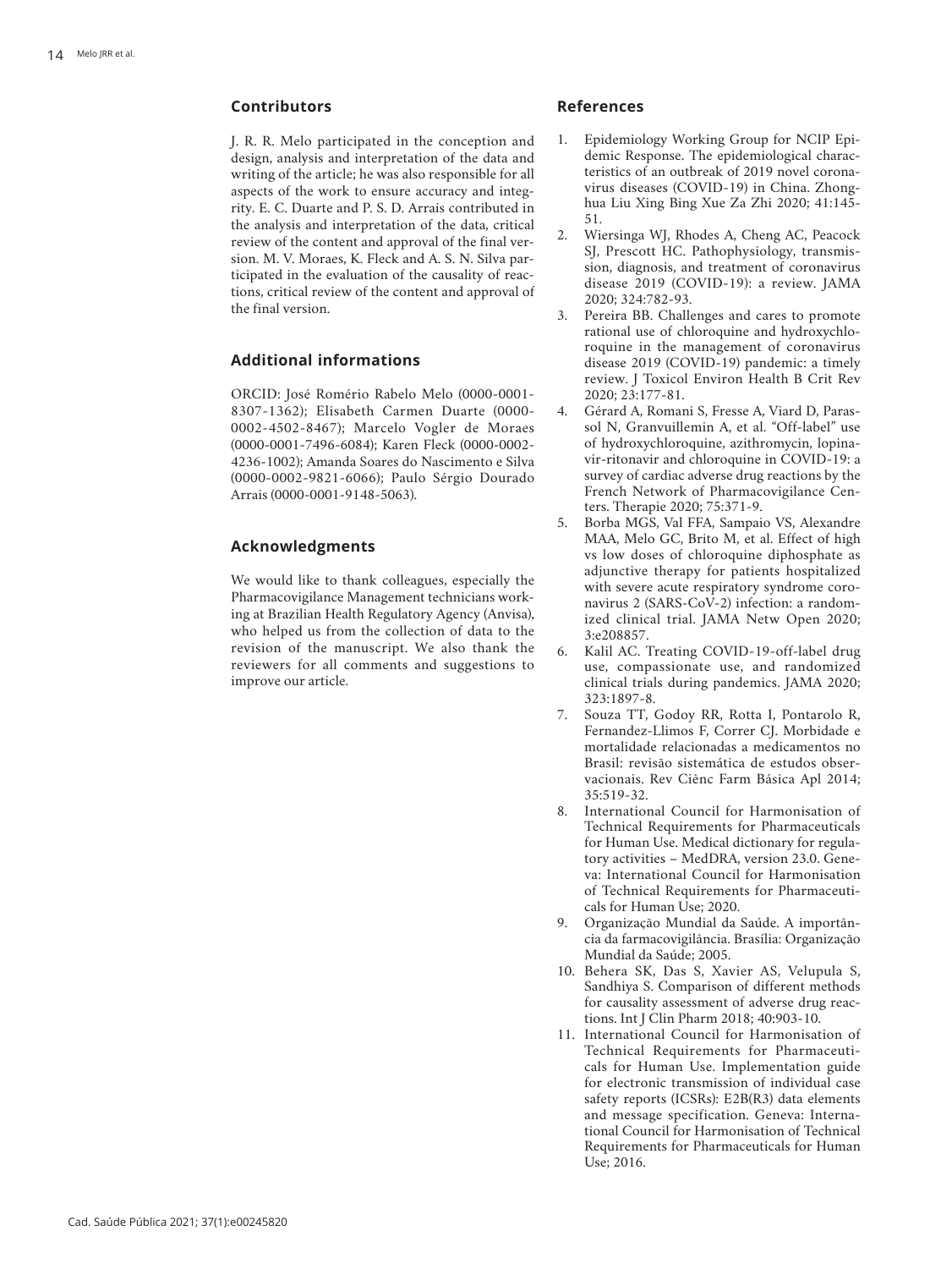## Contributors

J. R. R. Melo participated in the conception and design, analysis and interpretation of the data and writing of the article; he was also responsible for all aspects of the work to ensure accuracy and integrity. E. C. Duarte and P. S. D. Arrais contributed in the analysis and interpretation of the data, critical review of the content and approval of the final version. M. V. Moraes, K. Fleck and A. S. N. Silva participated in the evaluation of the causality of reactions, critical review of the content and approval of the final version.

## Additional informations

ORCID: José Romério Rabelo Melo (0000-0001-8307-1362); Elisabeth Carmen Duarte (0000-0002-4502-8467); Marcelo Vogler de Moraes (0000-0001-7496-6084); Karen Fleck (0000-0002-4236-1002); Amanda Soares do Nascimento e Silva (0000-0002-9821-6066); Paulo Sérgio Dourado Arrais (0000-0001-9148-5063).

## Acknowledgments

We would like to thank colleagues, especially the Pharmacovigilance Management technicians working at Brazilian Health Regulatory Agency (Anvisa), who helped us from the collection of data to the revision of the manuscript. We also thank the reviewers for all comments and suggestions to improve our article.

## References

1. Epidemiology Working Group for NCIP Epidemic Response. The epidemiological characteristics of an outbreak of 2019 novel coronavirus diseases (COVID-19) in China. Zhonghua Liu Xing Bing Xue Za Zhi 2020; 41:145-51.
2. Wiersinga WJ, Rhodes A, Cheng AC, Peacock SJ, Prescott HC. Pathophysiology, transmission, diagnosis, and treatment of coronavirus disease 2019 (COVID-19): a review. JAMA 2020; 324:782-93.
3. Pereira BB. Challenges and cares to promote rational use of chloroquine and hydroxychloroquine in the management of coronavirus disease 2019 (COVID-19) pandemic: a timely review. J Toxicol Environ Health B Crit Rev 2020; 23:177-81.
4. Gérard A, Romani S, Fresse A, Viard D, Parassol N, Granvuillemin A, et al. "Off-label" use of hydroxychloroquine, azithromycin, lopinavir-ritonavir and chloroquine in COVID-19: a survey of cardiac adverse drug reactions by the French Network of Pharmacovigilance Centers. Therapie 2020; 75:371-9.
5. Borba MGS, Val FFA, Sampaio VS, Alexandre MAA, Melo GC, Brito M, et al. Effect of high vs low doses of chloroquine diphosphate as adjunctive therapy for patients hospitalized with severe acute respiratory syndrome coronavirus 2 (SARS-CoV-2) infection: a randomized clinical trial. JAMA Netw Open 2020; 3:e208857.
6. Kalil AC. Treating COVID-19-off-label drug use, compassionate use, and randomized clinical trials during pandemics. JAMA 2020; 323:1897-8.
7. Souza TT, Godoy RR, Rotta I, Pontarolo R, Fernandez-Llimos F, Correr CJ. Morbidade e mortalidade relacionadas a medicamentos no Brasil: revisão sistemática de estudos observacionais. Rev Ciênc Farm Básica Apl 2014; 35:519-32.
8. International Council for Harmonisation of Technical Requirements for Pharmaceuticals for Human Use. Medical dictionary for regulatory activities – MedDRA, version 23.0. Geneva: International Council for Harmonisation of Technical Requirements for Pharmaceuticals for Human Use; 2020.
9. Organização Mundial da Saúde. A importância da farmacovigilância. Brasília: Organização Mundial da Saúde; 2005.
10. Behera SK, Das S, Xavier AS, Velupula S, Sandhiya S. Comparison of different methods for causality assessment of adverse drug reactions. Int J Clin Pharm 2018; 40:903-10.
11. International Council for Harmonisation of Technical Requirements for Pharmaceuticals for Human Use. Implementation guide for electronic transmission of individual case safety reports (ICSRs): E2B(R3) data elements and message specification. Geneva: International Council for Harmonisation of Technical Requirements for Pharmaceuticals for Human Use; 2016.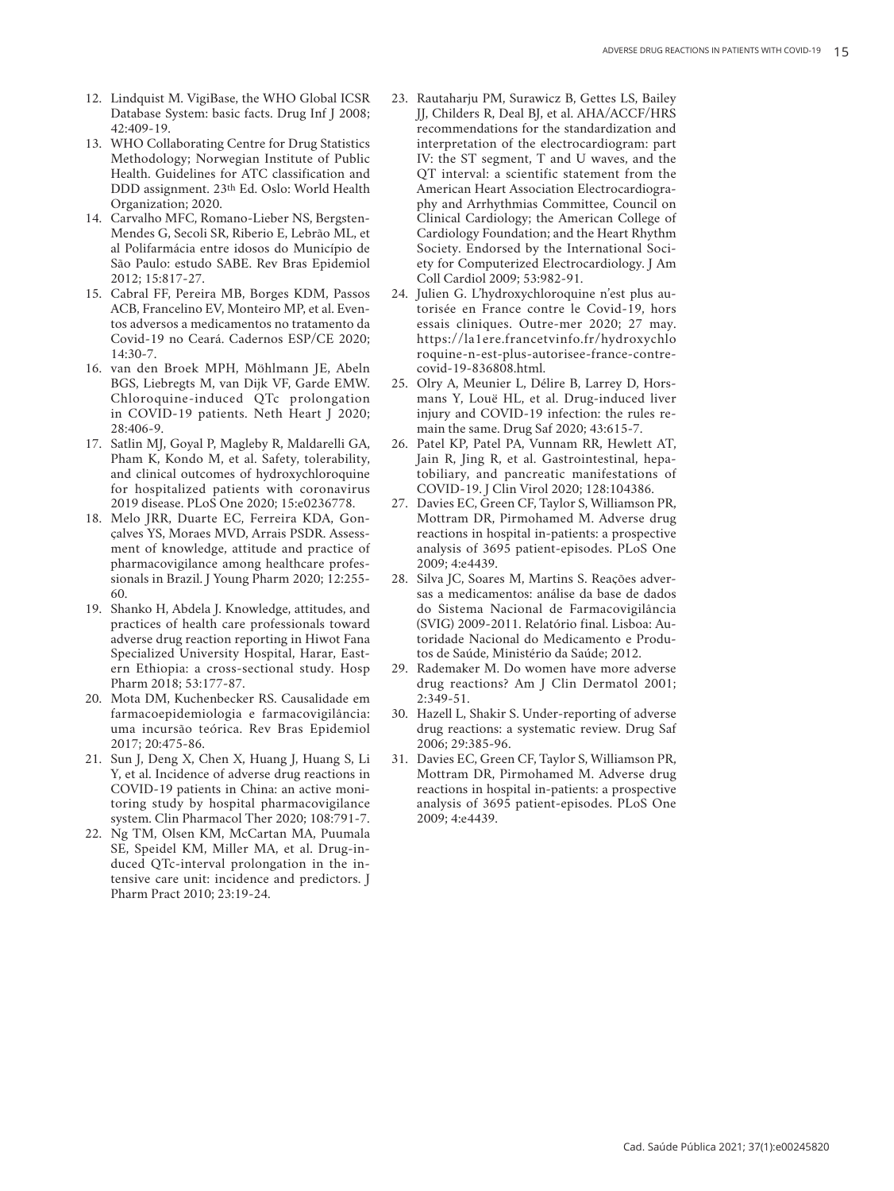12. Lindquist M. VigiBase, the WHO Global ICSR Database System: basic facts. Drug Inf J 2008; 42:409-19.
13. WHO Collaborating Centre for Drug Statistics Methodology; Norwegian Institute of Public Health. Guidelines for ATC classification and DDD assignment. 23th Ed. Oslo: World Health Organization; 2020.
14. Carvalho MFC, Romano-Lieber NS, Bergsten-Mendes G, Secoli SR, Riberio E, Lebrão ML, et al Polifarmácia entre idosos do Município de São Paulo: estudo SABE. Rev Bras Epidemiol 2012; 15:817-27.
15. Cabral FF, Pereira MB, Borges KDM, Passos ACB, Francelino EV, Monteiro MP, et al. Eventos adversos a medicamentos no tratamento da Covid-19 no Ceará. Cadernos ESP/CE 2020; 14:30-7.
16. van den Broek MPH, Möhlmann JE, Abeln BGS, Liebregts M, van Dijk VF, Garde EMW. Chloroquine-induced QTc prolongation in COVID-19 patients. Neth Heart J 2020; 28:406-9.
17. Satlin MJ, Goyal P, Magleby R, Maldarelli GA, Pham K, Kondo M, et al. Safety, tolerability, and clinical outcomes of hydroxychloroquine for hospitalized patients with coronavirus 2019 disease. PLoS One 2020; 15:e0236778.
18. Melo JRR, Duarte EC, Ferreira KDA, Gonçalves YS, Moraes MVD, Arrais PSDR. Assessment of knowledge, attitude and practice of pharmacovigilance among healthcare professionals in Brazil. J Young Pharm 2020; 12:255-60.
19. Shanko H, Abdela J. Knowledge, attitudes, and practices of health care professionals toward adverse drug reaction reporting in Hiwot Fana Specialized University Hospital, Harar, Eastern Ethiopia: a cross-sectional study. Hosp Pharm 2018; 53:177-87.
20. Mota DM, Kuchenbecker RS. Causalidade em farmacoepidemiologia e farmacovigilância: uma incursão teórica. Rev Bras Epidemiol 2017; 20:475-86.
21. Sun J, Deng X, Chen X, Huang J, Huang S, Li Y, et al. Incidence of adverse drug reactions in COVID-19 patients in China: an active monitoring study by hospital pharmacovigilance system. Clin Pharmacol Ther 2020; 108:791-7.
22. Ng TM, Olsen KM, McCartan MA, Puumala SE, Speidel KM, Miller MA, et al. Drug-induced QTc-interval prolongation in the intensive care unit: incidence and predictors. J Pharm Pract 2010; 23:19-24.
23. Rautaharju PM, Surawicz B, Gettes LS, Bailey JJ, Childers R, Deal BJ, et al. AHA/ACCF/HRS recommendations for the standardization and interpretation of the electrocardiogram: part IV: the ST segment, T and U waves, and the QT interval: a scientific statement from the American Heart Association Electrocardiography and Arrhythmias Committee, Council on Clinical Cardiology; the American College of Cardiology Foundation; and the Heart Rhythm Society. Endorsed by the International Society for Computerized Electrocardiology. J Am Coll Cardiol 2009; 53:982-91.
24. Julien G. L'hydroxychloroquine n'est plus autorisée en France contre le Covid-19, hors essais cliniques. Outre-mer 2020; 27 may. https://la1ere.francetvinfo.fr/hydroxychloroquine-n-est-plus-autorisee-france-contre-covid-19-836808.html.
25. Olry A, Meunier L, Délire B, Larrey D, Horsmans Y, Louë HL, et al. Drug-induced liver injury and COVID-19 infection: the rules remain the same. Drug Saf 2020; 43:615-7.
26. Patel KP, Patel PA, Vunnam RR, Hewlett AT, Jain R, Jing R, et al. Gastrointestinal, hepatobiliary, and pancreatic manifestations of COVID-19. J Clin Virol 2020; 128:104386.
27. Davies EC, Green CF, Taylor S, Williamson PR, Mottram DR, Pirmohamed M. Adverse drug reactions in hospital in-patients: a prospective analysis of 3695 patient-episodes. PLoS One 2009; 4:e4439.
28. Silva JC, Soares M, Martins S. Reações adversas a medicamentos: análise da base de dados do Sistema Nacional de Farmacovigilância (SVIG) 2009-2011. Relatório final. Lisboa: Autoridade Nacional do Medicamento e Produtos de Saúde, Ministério da Saúde; 2012.
29. Rademaker M. Do women have more adverse drug reactions? Am J Clin Dermatol 2001; 2:349-51.
30. Hazell L, Shakir S. Under-reporting of adverse drug reactions: a systematic review. Drug Saf 2006; 29:385-96.
31. Davies EC, Green CF, Taylor S, Williamson PR, Mottram DR, Pirmohamed M. Adverse drug reactions in hospital in-patients: a prospective analysis of 3695 patient-episodes. PLoS One 2009; 4:e4439.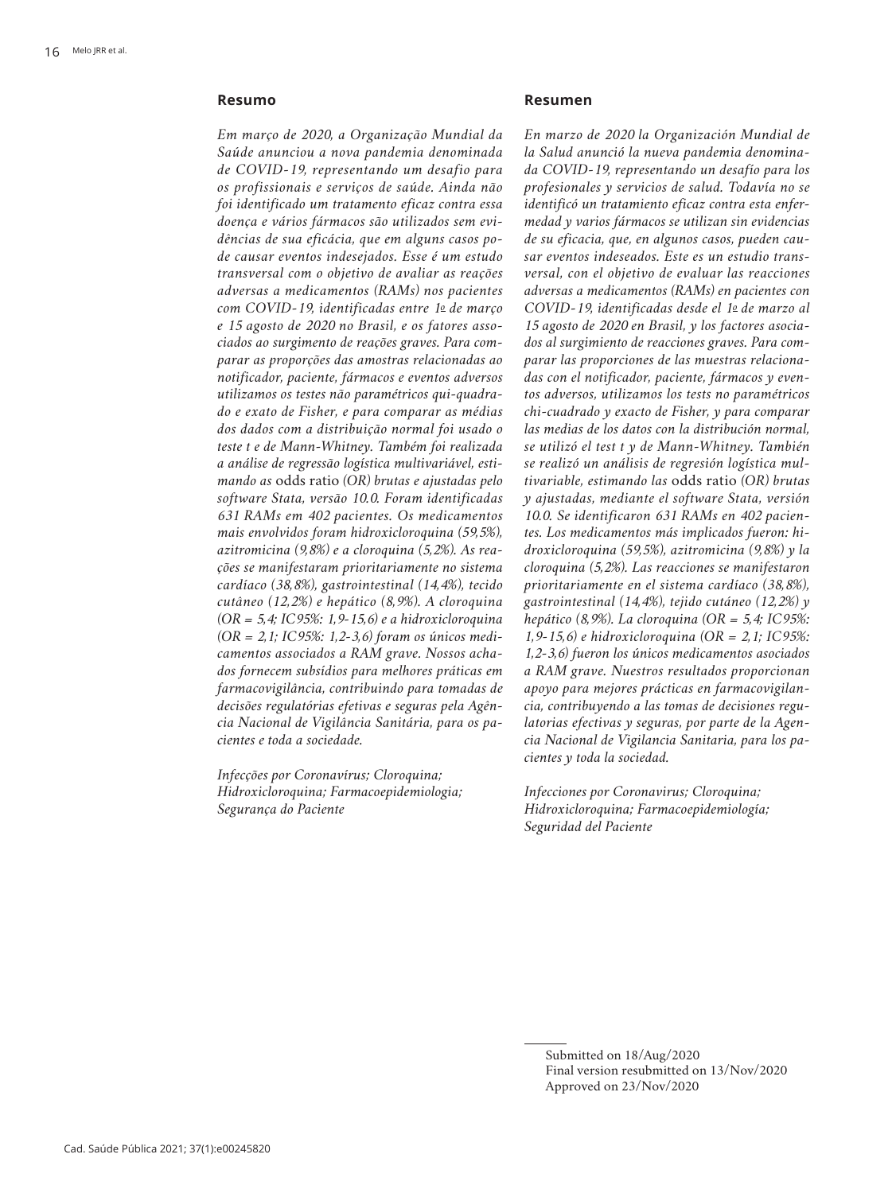## Resumo

*Em março de 2020, a Organização Mundial da Saúde anunciou a nova pandemia denominada de COVID-19, representando um desafio para os profissionais e serviços de saúde. Ainda não foi identificado um tratamento eficaz contra essa doença e vários fármacos são utilizados sem evidências de sua eficácia, que em alguns casos pode causar eventos indesejados. Esse é um estudo transversal com o objetivo de avaliar as reações adversas a medicamentos (RAMs) nos pacientes com COVID-19, identificadas entre 1º de março e 15 agosto de 2020 no Brasil, e os fatores associados ao surgimento de reações graves. Para comparar as proporções das amostras relacionadas ao notificador, paciente, fármacos e eventos adversos utilizamos os testes não paramétricos qui-quadrado e exato de Fisher, e para comparar as médias dos dados com a distribuição normal foi usado o teste t e de Mann-Whitney. Também foi realizada a análise de regressão logística multivariável, estimando as* odds ratio *(OR) brutas e ajustadas pelo software Stata, versão 10.0. Foram identificadas 631 RAMs em 402 pacientes. Os medicamentos mais envolvidos foram hidroxicloroquina (59,5%), azitromicina (9,8%) e a cloroquina (5,2%). As reações se manifestaram prioritariamente no sistema cardíaco (38,8%), gastrointestinal (14,4%), tecido cutâneo (12,2%) e hepático (8,9%). A cloroquina (OR = 5,4; IC95%: 1,9-15,6) e a hidroxicloroquina (OR = 2,1; IC95%: 1,2-3,6) foram os únicos medicamentos associados a RAM grave. Nossos achados fornecem subsídios para melhores práticas em farmacovigilância, contribuindo para tomadas de decisões regulatórias efetivas e seguras pela Agência Nacional de Vigilância Sanitária, para os pacientes e toda a sociedade.*

*Infecções por Coronavírus; Cloroquina; Hidroxicloroquina; Farmacoepidemiologia; Segurança do Paciente*

## Resumen

*En marzo de 2020 la Organización Mundial de la Salud anunció la nueva pandemia denominada COVID-19, representando un desafío para los profesionales y servicios de salud. Todavía no se identificó un tratamiento eficaz contra esta enfermedad y varios fármacos se utilizan sin evidencias de su eficacia, que, en algunos casos, pueden causar eventos indeseados. Este es un estudio transversal, con el objetivo de evaluar las reacciones adversas a medicamentos (RAMs) en pacientes con COVID-19, identificadas desde el 1º de marzo al 15 agosto de 2020 en Brasil, y los factores asociados al surgimiento de reacciones graves. Para comparar las proporciones de las muestras relacionadas con el notificador, paciente, fármacos y eventos adversos, utilizamos los tests no paramétricos chi-cuadrado y exacto de Fisher, y para comparar las medias de los datos con la distribución normal, se utilizó el test t y de Mann-Whitney. También se realizó un análisis de regresión logística multivariable, estimando las* odds ratio *(OR) brutas y ajustadas, mediante el software Stata, versión 10.0. Se identificaron 631 RAMs en 402 pacientes. Los medicamentos más implicados fueron: hidroxicloroquina (59,5%), azitromicina (9,8%) y la cloroquina (5,2%). Las reacciones se manifestaron prioritariamente en el sistema cardíaco (38,8%), gastrointestinal (14,4%), tejido cutáneo (12,2%) y hepático (8,9%). La cloroquina (OR = 5,4; IC95%: 1,9-15,6) e hidroxicloroquina (OR = 2,1; IC95%: 1,2-3,6) fueron los únicos medicamentos asociados a RAM grave. Nuestros resultados proporcionan apoyo para mejores prácticas en farmacovigilancia, contribuyendo a las tomas de decisiones regulatorias efectivas y seguras, por parte de la Agencia Nacional de Vigilancia Sanitaria, para los pacientes y toda la sociedad.*

*Infecciones por Coronavirus; Cloroquina; Hidroxicloroquina; Farmacoepidemiología; Seguridad del Paciente*

Submitted on 18/Aug/2020
Final version resubmitted on 13/Nov/2020
Approved on 23/Nov/2020